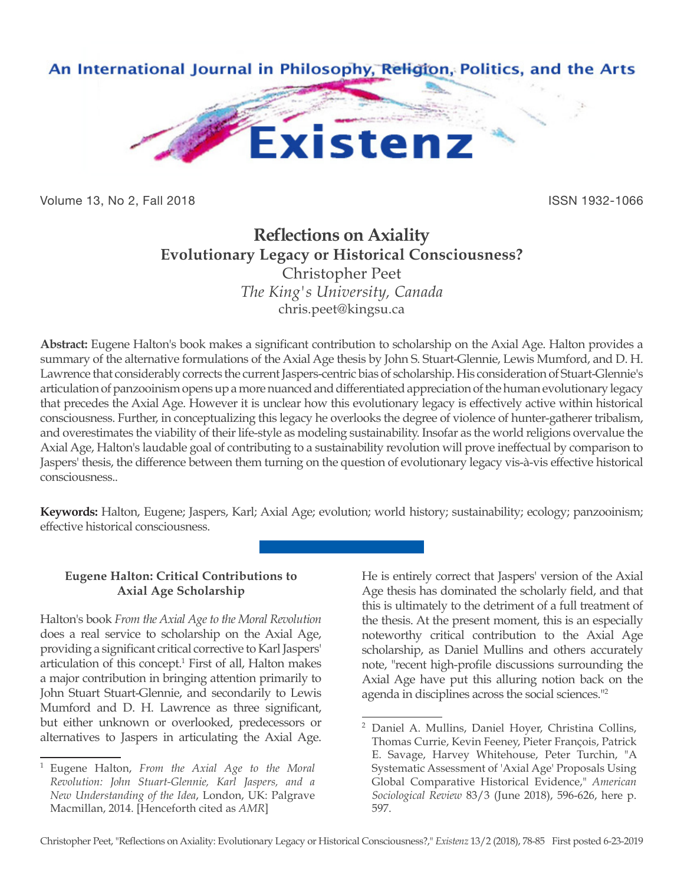# Reflections on Axiality

## Evolutionary Legacy or Historical Consciousness?

Christopher Peet

*The King's University, Canada*

chris.peet@kingsu.ca

**Abstract:** Eugene Halton's book makes a significant contribution to scholarship on the Axial Age. Halton provides a summary of the alternative formulations of the Axial Age thesis by John S. Stuart-Glennie, Lewis Mumford, and D. H. Lawrence that considerably corrects the current Jaspers-centric bias of scholarship. His consideration of Stuart-Glennie's articulation of panzooinism opens up a more nuanced and differentiated appreciation of the human evolutionary legacy that precedes the Axial Age. However it is unclear how this evolutionary legacy is effectively active within historical consciousness. Further, in conceptualizing this legacy he overlooks the degree of violence of hunter-gatherer tribalism, and overestimates the viability of their life-style as modeling sustainability. Insofar as the world religions overvalue the Axial Age, Halton's laudable goal of contributing to a sustainability revolution will prove ineffectual by comparison to Jaspers' thesis, the difference between them turning on the question of evolutionary legacy vis-à-vis effective historical consciousness..

**Keywords:** Halton, Eugene; Jaspers, Karl; Axial Age; evolution; world history; sustainability; ecology; panzooinism; effective historical consciousness.

### Eugene Halton: Critical Contributions to Axial Age Scholarship

Halton's book *From the Axial Age to the Moral Revolution* does a real service to scholarship on the Axial Age, providing a significant critical corrective to Karl Jaspers' articulation of this concept.[1] First of all, Halton makes a major contribution in bringing attention primarily to John Stuart Stuart-Glennie, and secondarily to Lewis Mumford and D. H. Lawrence as three significant, but either unknown or overlooked, predecessors or alternatives to Jaspers in articulating the Axial Age. He is entirely correct that Jaspers' version of the Axial Age thesis has dominated the scholarly field, and that this is ultimately to the detriment of a full treatment of the thesis. At the present moment, this is an especially noteworthy critical contribution to the Axial Age scholarship, as Daniel Mullins and others accurately note, "recent high-profile discussions surrounding the Axial Age have put this alluring notion back on the agenda in disciplines across the social sciences."[2]

---

[1] Eugene Halton, *From the Axial Age to the Moral Revolution: John Stuart-Glennie, Karl Jaspers, and a New Understanding of the Idea*, London, UK: Palgrave Macmillan, 2014. [Henceforth cited as *AMR*]

[2] Daniel A. Mullins, Daniel Hoyer, Christina Collins, Thomas Currie, Kevin Feeney, Pieter François, Patrick E. Savage, Harvey Whitehouse, Peter Turchin, "A Systematic Assessment of 'Axial Age' Proposals Using Global Comparative Historical Evidence," *American Sociological Review* 83/3 (June 2018), 596-626, here p. 597.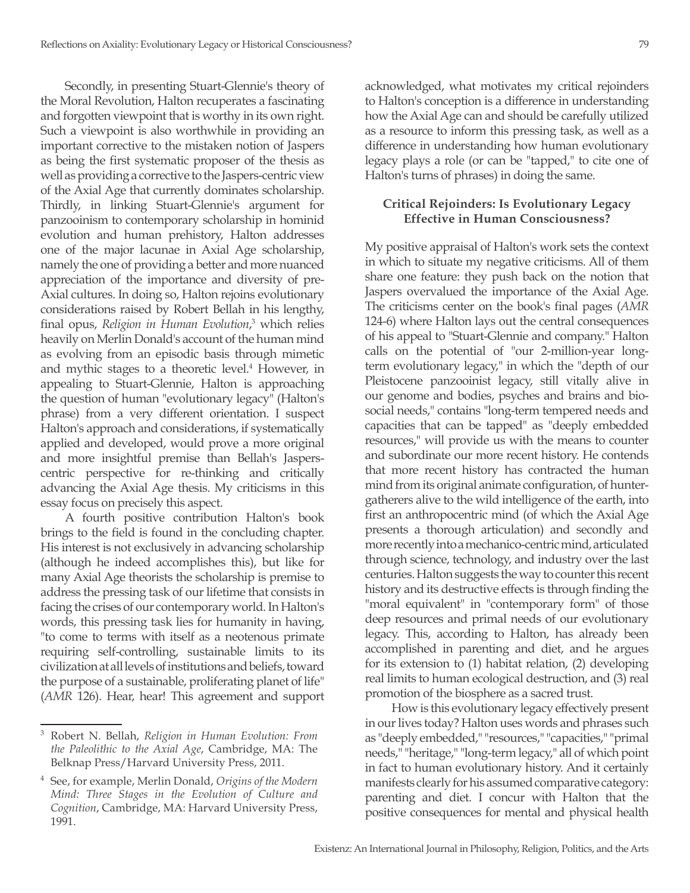Secondly, in presenting Stuart-Glennie's theory of the Moral Revolution, Halton recuperates a fascinating and forgotten viewpoint that is worthy in its own right. Such a viewpoint is also worthwhile in providing an important corrective to the mistaken notion of Jaspers as being the first systematic proposer of the thesis as well as providing a corrective to the Jaspers-centric view of the Axial Age that currently dominates scholarship. Thirdly, in linking Stuart-Glennie's argument for panzooinism to contemporary scholarship in hominid evolution and human prehistory, Halton addresses one of the major lacunae in Axial Age scholarship, namely the one of providing a better and more nuanced appreciation of the importance and diversity of pre-Axial cultures. In doing so, Halton rejoins evolutionary considerations raised by Robert Bellah in his lengthy, final opus, *Religion in Human Evolution*,[3] which relies heavily on Merlin Donald's account of the human mind as evolving from an episodic basis through mimetic and mythic stages to a theoretic level.[4] However, in appealing to Stuart-Glennie, Halton is approaching the question of human "evolutionary legacy" (Halton's phrase) from a very different orientation. I suspect Halton's approach and considerations, if systematically applied and developed, would prove a more original and more insightful premise than Bellah's Jaspers-centric perspective for re-thinking and critically advancing the Axial Age thesis. My criticisms in this essay focus on precisely this aspect.

A fourth positive contribution Halton's book brings to the field is found in the concluding chapter. His interest is not exclusively in advancing scholarship (although he indeed accomplishes this), but like for many Axial Age theorists the scholarship is premise to address the pressing task of our lifetime that consists in facing the crises of our contemporary world. In Halton's words, this pressing task lies for humanity in having, "to come to terms with itself as a neotenous primate requiring self-controlling, sustainable limits to its civilization at all levels of institutions and beliefs, toward the purpose of a sustainable, proliferating planet of life" (*AMR* 126). Hear, hear! This agreement and support acknowledged, what motivates my critical rejoinders to Halton's conception is a difference in understanding how the Axial Age can and should be carefully utilized as a resource to inform this pressing task, as well as a difference in understanding how human evolutionary legacy plays a role (or can be "tapped," to cite one of Halton's turns of phrases) in doing the same.

### Critical Rejoinders: Is Evolutionary Legacy Effective in Human Consciousness?

My positive appraisal of Halton's work sets the context in which to situate my negative criticisms. All of them share one feature: they push back on the notion that Jaspers overvalued the importance of the Axial Age. The criticisms center on the book's final pages (*AMR* 124-6) where Halton lays out the central consequences of his appeal to "Stuart-Glennie and company." Halton calls on the potential of "our 2-million-year long-term evolutionary legacy," in which the "depth of our Pleistocene panzooinist legacy, still vitally alive in our genome and bodies, psyches and brains and bio-social needs," contains "long-term tempered needs and capacities that can be tapped" as "deeply embedded resources," will provide us with the means to counter and subordinate our more recent history. He contends that more recent history has contracted the human mind from its original animate configuration, of hunter-gatherers alive to the wild intelligence of the earth, into first an anthropocentric mind (of which the Axial Age presents a thorough articulation) and secondly and more recently into a mechanico-centric mind, articulated through science, technology, and industry over the last centuries. Halton suggests the way to counter this recent history and its destructive effects is through finding the "moral equivalent" in "contemporary form" of those deep resources and primal needs of our evolutionary legacy. This, according to Halton, has already been accomplished in parenting and diet, and he argues for its extension to (1) habitat relation, (2) developing real limits to human ecological destruction, and (3) real promotion of the biosphere as a sacred trust.

How is this evolutionary legacy effectively present in our lives today? Halton uses words and phrases such as "deeply embedded," "resources," "capacities," "primal needs," "heritage," "long-term legacy," all of which point in fact to human evolutionary history. And it certainly manifests clearly for his assumed comparative category: parenting and diet. I concur with Halton that the positive consequences for mental and physical health

---

[3] Robert N. Bellah, *Religion in Human Evolution: From the Paleolithic to the Axial Age*, Cambridge, MA: The Belknap Press/Harvard University Press, 2011.

[4] See, for example, Merlin Donald, *Origins of the Modern Mind: Three Stages in the Evolution of Culture and Cognition*, Cambridge, MA: Harvard University Press, 1991.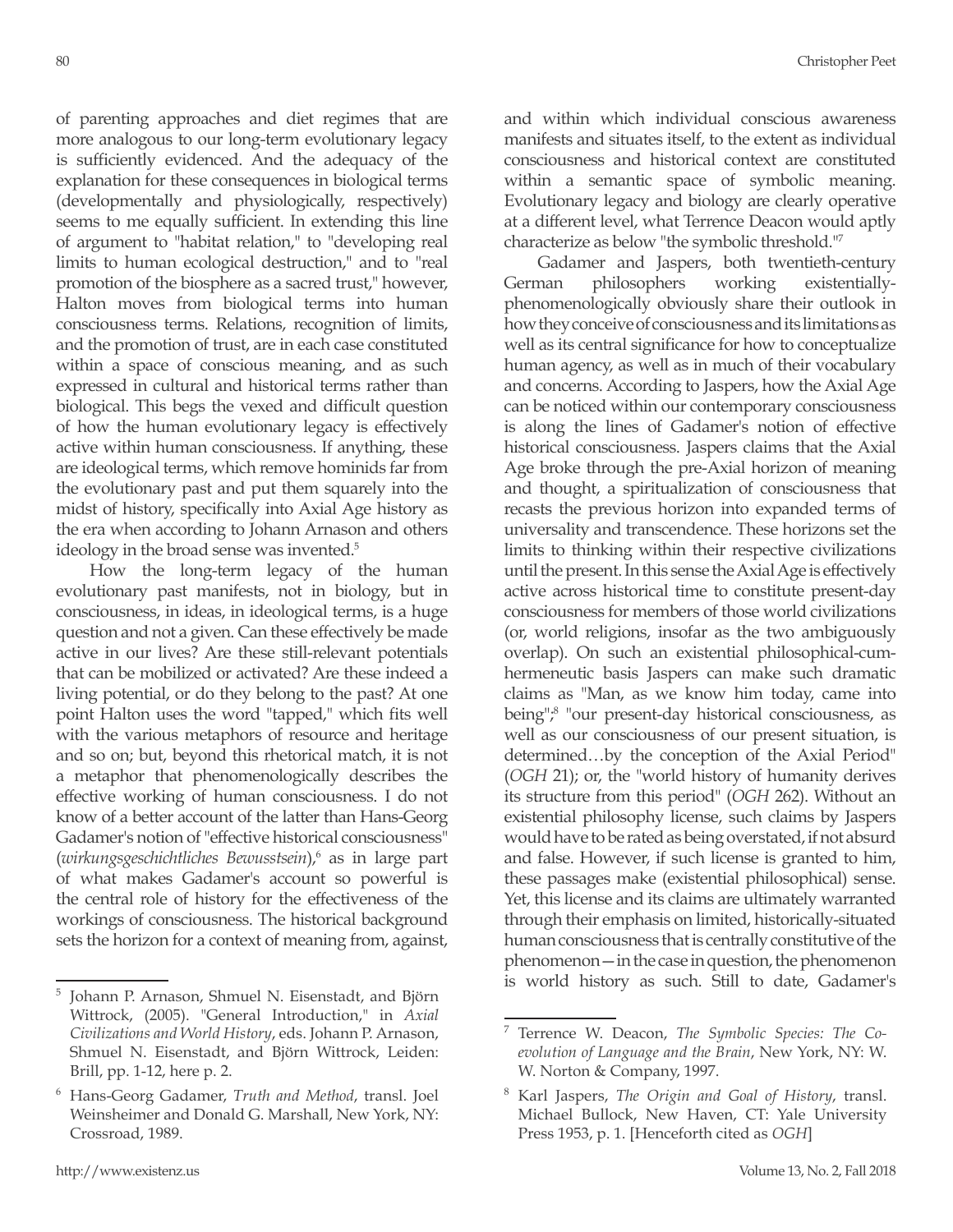of parenting approaches and diet regimes that are more analogous to our long-term evolutionary legacy is sufficiently evidenced. And the adequacy of the explanation for these consequences in biological terms (developmentally and physiologically, respectively) seems to me equally sufficient. In extending this line of argument to "habitat relation," to "developing real limits to human ecological destruction," and to "real promotion of the biosphere as a sacred trust," however, Halton moves from biological terms into human consciousness terms. Relations, recognition of limits, and the promotion of trust, are in each case constituted within a space of conscious meaning, and as such expressed in cultural and historical terms rather than biological. This begs the vexed and difficult question of how the human evolutionary legacy is effectively active within human consciousness. If anything, these are ideological terms, which remove hominids far from the evolutionary past and put them squarely into the midst of history, specifically into Axial Age history as the era when according to Johann Arnason and others ideology in the broad sense was invented.[5]

How the long-term legacy of the human evolutionary past manifests, not in biology, but in consciousness, in ideas, in ideological terms, is a huge question and not a given. Can these effectively be made active in our lives? Are these still-relevant potentials that can be mobilized or activated? Are these indeed a living potential, or do they belong to the past? At one point Halton uses the word "tapped," which fits well with the various metaphors of resource and heritage and so on; but, beyond this rhetorical match, it is not a metaphor that phenomenologically describes the effective working of human consciousness. I do not know of a better account of the latter than Hans-Georg Gadamer's notion of "effective historical consciousness" (*wirkungsgeschichtliches Bewusstsein*),[6] as in large part of what makes Gadamer's account so powerful is the central role of history for the effectiveness of the workings of consciousness. The historical background sets the horizon for a context of meaning from, against, and within which individual conscious awareness manifests and situates itself, to the extent as individual consciousness and historical context are constituted within a semantic space of symbolic meaning. Evolutionary legacy and biology are clearly operative at a different level, what Terrence Deacon would aptly characterize as below "the symbolic threshold."[7]

Gadamer and Jaspers, both twentieth-century German philosophers working existentially-phenomenologically obviously share their outlook in how they conceive of consciousness and its limitations as well as its central significance for how to conceptualize human agency, as well as in much of their vocabulary and concerns. According to Jaspers, how the Axial Age can be noticed within our contemporary consciousness is along the lines of Gadamer's notion of effective historical consciousness. Jaspers claims that the Axial Age broke through the pre-Axial horizon of meaning and thought, a spiritualization of consciousness that recasts the previous horizon into expanded terms of universality and transcendence. These horizons set the limits to thinking within their respective civilizations until the present. In this sense the Axial Age is effectively active across historical time to constitute present-day consciousness for members of those world civilizations (or, world religions, insofar as the two ambiguously overlap). On such an existential philosophical-cum-hermeneutic basis Jaspers can make such dramatic claims as "Man, as we know him today, came into being";[8] "our present-day historical consciousness, as well as our consciousness of our present situation, is determined…by the conception of the Axial Period" (*OGH* 21); or, the "world history of humanity derives its structure from this period" (*OGH* 262). Without an existential philosophy license, such claims by Jaspers would have to be rated as being overstated, if not absurd and false. However, if such license is granted to him, these passages make (existential philosophical) sense. Yet, this license and its claims are ultimately warranted through their emphasis on limited, historically-situated human consciousness that is centrally constitutive of the phenomenon—in the case in question, the phenomenon is world history as such. Still to date, Gadamer's

---

[5] Johann P. Arnason, Shmuel N. Eisenstadt, and Björn Wittrock, (2005). "General Introduction," in *Axial Civilizations and World History*, eds. Johann P. Arnason, Shmuel N. Eisenstadt, and Björn Wittrock, Leiden: Brill, pp. 1-12, here p. 2.

[6] Hans-Georg Gadamer, *Truth and Method*, transl. Joel Weinsheimer and Donald G. Marshall, New York, NY: Crossroad, 1989.

[7] Terrence W. Deacon, *The Symbolic Species: The Co-evolution of Language and the Brain*, New York, NY: W. W. Norton & Company, 1997.

[8] Karl Jaspers, *The Origin and Goal of History*, transl. Michael Bullock, New Haven, CT: Yale University Press 1953, p. 1. [Henceforth cited as *OGH*]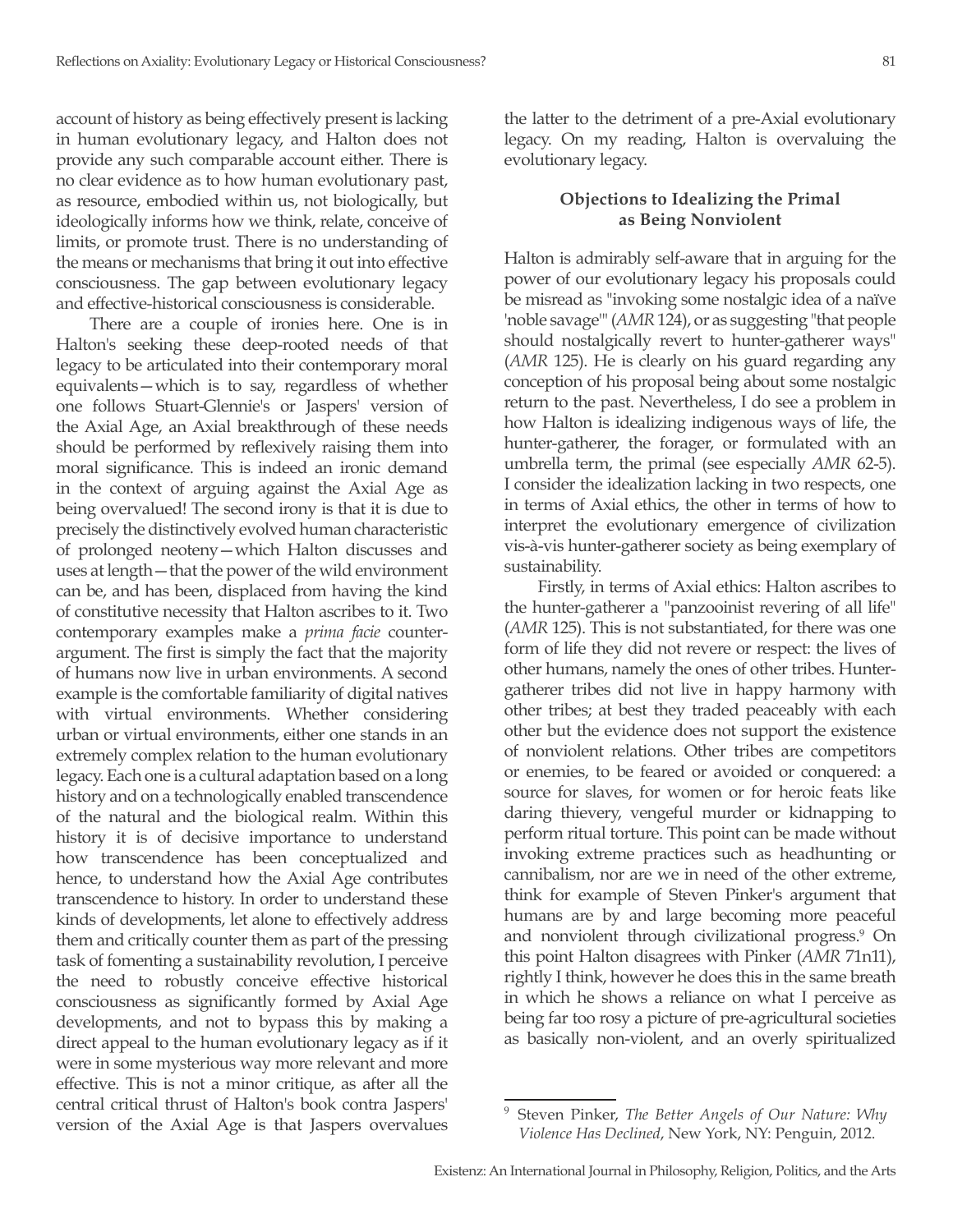account of history as being effectively present is lacking in human evolutionary legacy, and Halton does not provide any such comparable account either. There is no clear evidence as to how human evolutionary past, as resource, embodied within us, not biologically, but ideologically informs how we think, relate, conceive of limits, or promote trust. There is no understanding of the means or mechanisms that bring it out into effective consciousness. The gap between evolutionary legacy and effective-historical consciousness is considerable.

There are a couple of ironies here. One is in Halton's seeking these deep-rooted needs of that legacy to be articulated into their contemporary moral equivalents—which is to say, regardless of whether one follows Stuart-Glennie's or Jaspers' version of the Axial Age, an Axial breakthrough of these needs should be performed by reflexively raising them into moral significance. This is indeed an ironic demand in the context of arguing against the Axial Age as being overvalued! The second irony is that it is due to precisely the distinctively evolved human characteristic of prolonged neoteny—which Halton discusses and uses at length—that the power of the wild environment can be, and has been, displaced from having the kind of constitutive necessity that Halton ascribes to it. Two contemporary examples make a *prima facie* counter-argument. The first is simply the fact that the majority of humans now live in urban environments. A second example is the comfortable familiarity of digital natives with virtual environments. Whether considering urban or virtual environments, either one stands in an extremely complex relation to the human evolutionary legacy. Each one is a cultural adaptation based on a long history and on a technologically enabled transcendence of the natural and the biological realm. Within this history it is of decisive importance to understand how transcendence has been conceptualized and hence, to understand how the Axial Age contributes transcendence to history. In order to understand these kinds of developments, let alone to effectively address them and critically counter them as part of the pressing task of fomenting a sustainability revolution, I perceive the need to robustly conceive effective historical consciousness as significantly formed by Axial Age developments, and not to bypass this by making a direct appeal to the human evolutionary legacy as if it were in some mysterious way more relevant and more effective. This is not a minor critique, as after all the central critical thrust of Halton's book contra Jaspers' version of the Axial Age is that Jaspers overvalues the latter to the detriment of a pre-Axial evolutionary legacy. On my reading, Halton is overvaluing the evolutionary legacy.

## Objections to Idealizing the Primal as Being Nonviolent

Halton is admirably self-aware that in arguing for the power of our evolutionary legacy his proposals could be misread as "invoking some nostalgic idea of a naïve 'noble savage'" (*AMR* 124), or as suggesting "that people should nostalgically revert to hunter-gatherer ways" (*AMR* 125). He is clearly on his guard regarding any conception of his proposal being about some nostalgic return to the past. Nevertheless, I do see a problem in how Halton is idealizing indigenous ways of life, the hunter-gatherer, the forager, or formulated with an umbrella term, the primal (see especially *AMR* 62-5). I consider the idealization lacking in two respects, one in terms of Axial ethics, the other in terms of how to interpret the evolutionary emergence of civilization vis-à-vis hunter-gatherer society as being exemplary of sustainability.

Firstly, in terms of Axial ethics: Halton ascribes to the hunter-gatherer a "panzooinist revering of all life" (*AMR* 125). This is not substantiated, for there was one form of life they did not revere or respect: the lives of other humans, namely the ones of other tribes. Hunter-gatherer tribes did not live in happy harmony with other tribes; at best they traded peaceably with each other but the evidence does not support the existence of nonviolent relations. Other tribes are competitors or enemies, to be feared or avoided or conquered: a source for slaves, for women or for heroic feats like daring thievery, vengeful murder or kidnapping to perform ritual torture. This point can be made without invoking extreme practices such as headhunting or cannibalism, nor are we in need of the other extreme, think for example of Steven Pinker's argument that humans are by and large becoming more peaceful and nonviolent through civilizational progress.[9] On this point Halton disagrees with Pinker (*AMR* 71n11), rightly I think, however he does this in the same breath in which he shows a reliance on what I perceive as being far too rosy a picture of pre-agricultural societies as basically non-violent, and an overly spiritualized

[9] Steven Pinker, *The Better Angels of Our Nature: Why Violence Has Declined*, New York, NY: Penguin, 2012.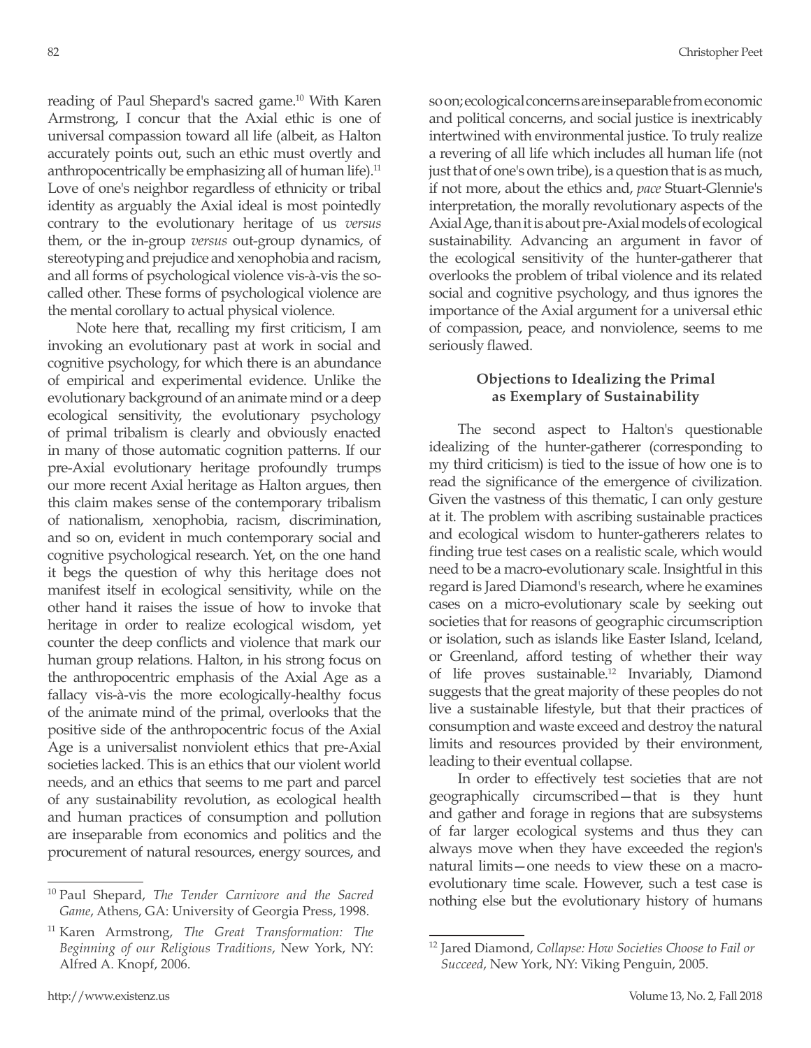reading of Paul Shepard's sacred game.[10] With Karen Armstrong, I concur that the Axial ethic is one of universal compassion toward all life (albeit, as Halton accurately points out, such an ethic must overtly and anthropocentrically be emphasizing all of human life).[11] Love of one's neighbor regardless of ethnicity or tribal identity as arguably the Axial ideal is most pointedly contrary to the evolutionary heritage of us *versus* them, or the in-group *versus* out-group dynamics, of stereotyping and prejudice and xenophobia and racism, and all forms of psychological violence vis-à-vis the so-called other. These forms of psychological violence are the mental corollary to actual physical violence.

Note here that, recalling my first criticism, I am invoking an evolutionary past at work in social and cognitive psychology, for which there is an abundance of empirical and experimental evidence. Unlike the evolutionary background of an animate mind or a deep ecological sensitivity, the evolutionary psychology of primal tribalism is clearly and obviously enacted in many of those automatic cognition patterns. If our pre-Axial evolutionary heritage profoundly trumps our more recent Axial heritage as Halton argues, then this claim makes sense of the contemporary tribalism of nationalism, xenophobia, racism, discrimination, and so on, evident in much contemporary social and cognitive psychological research. Yet, on the one hand it begs the question of why this heritage does not manifest itself in ecological sensitivity, while on the other hand it raises the issue of how to invoke that heritage in order to realize ecological wisdom, yet counter the deep conflicts and violence that mark our human group relations. Halton, in his strong focus on the anthropocentric emphasis of the Axial Age as a fallacy vis-à-vis the more ecologically-healthy focus of the animate mind of the primal, overlooks that the positive side of the anthropocentric focus of the Axial Age is a universalist nonviolent ethics that pre-Axial societies lacked. This is an ethics that our violent world needs, and an ethics that seems to me part and parcel of any sustainability revolution, as ecological health and human practices of consumption and pollution are inseparable from economics and politics and the procurement of natural resources, energy sources, and so on; ecological concerns are inseparable from economic and political concerns, and social justice is inextricably intertwined with environmental justice. To truly realize a revering of all life which includes all human life (not just that of one's own tribe), is a question that is as much, if not more, about the ethics and, *pace* Stuart-Glennie's interpretation, the morally revolutionary aspects of the Axial Age, than it is about pre-Axial models of ecological sustainability. Advancing an argument in favor of the ecological sensitivity of the hunter-gatherer that overlooks the problem of tribal violence and its related social and cognitive psychology, and thus ignores the importance of the Axial argument for a universal ethic of compassion, peace, and nonviolence, seems to me seriously flawed.

### Objections to Idealizing the Primal as Exemplary of Sustainability

The second aspect to Halton's questionable idealizing of the hunter-gatherer (corresponding to my third criticism) is tied to the issue of how one is to read the significance of the emergence of civilization. Given the vastness of this thematic, I can only gesture at it. The problem with ascribing sustainable practices and ecological wisdom to hunter-gatherers relates to finding true test cases on a realistic scale, which would need to be a macro-evolutionary scale. Insightful in this regard is Jared Diamond's research, where he examines cases on a micro-evolutionary scale by seeking out societies that for reasons of geographic circumscription or isolation, such as islands like Easter Island, Iceland, or Greenland, afford testing of whether their way of life proves sustainable.[12] Invariably, Diamond suggests that the great majority of these peoples do not live a sustainable lifestyle, but that their practices of consumption and waste exceed and destroy the natural limits and resources provided by their environment, leading to their eventual collapse.

In order to effectively test societies that are not geographically circumscribed—that is they hunt and gather and forage in regions that are subsystems of far larger ecological systems and thus they can always move when they have exceeded the region's natural limits—one needs to view these on a macro-evolutionary time scale. However, such a test case is nothing else but the evolutionary history of humans

---

[10] Paul Shepard, *The Tender Carnivore and the Sacred Game*, Athens, GA: University of Georgia Press, 1998.

[11] Karen Armstrong, *The Great Transformation: The Beginning of our Religious Traditions*, New York, NY: Alfred A. Knopf, 2006.

[12] Jared Diamond, *Collapse: How Societies Choose to Fail or Succeed*, New York, NY: Viking Penguin, 2005.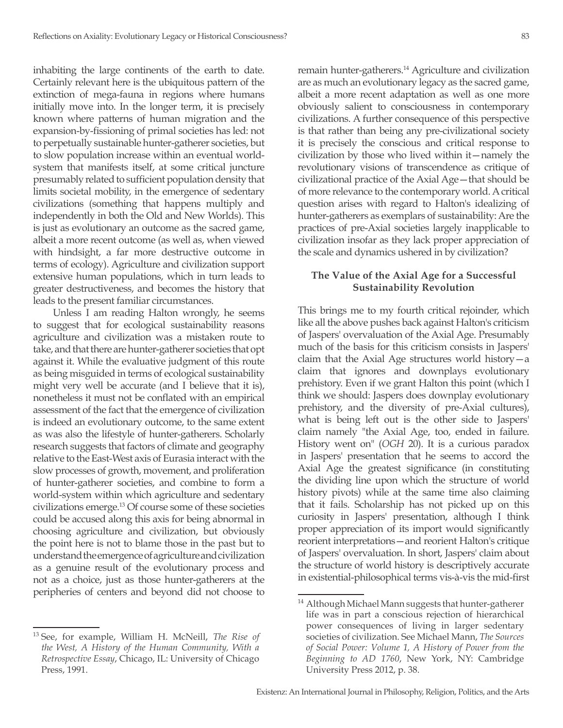inhabiting the large continents of the earth to date. Certainly relevant here is the ubiquitous pattern of the extinction of mega-fauna in regions where humans initially move into. In the longer term, it is precisely known where patterns of human migration and the expansion-by-fissioning of primal societies has led: not to perpetually sustainable hunter-gatherer societies, but to slow population increase within an eventual world-system that manifests itself, at some critical juncture presumably related to sufficient population density that limits societal mobility, in the emergence of sedentary civilizations (something that happens multiply and independently in both the Old and New Worlds). This is just as evolutionary an outcome as the sacred game, albeit a more recent outcome (as well as, when viewed with hindsight, a far more destructive outcome in terms of ecology). Agriculture and civilization support extensive human populations, which in turn leads to greater destructiveness, and becomes the history that leads to the present familiar circumstances.

Unless I am reading Halton wrongly, he seems to suggest that for ecological sustainability reasons agriculture and civilization was a mistaken route to take, and that there are hunter-gatherer societies that opt against it. While the evaluative judgment of this route as being misguided in terms of ecological sustainability might very well be accurate (and I believe that it is), nonetheless it must not be conflated with an empirical assessment of the fact that the emergence of civilization is indeed an evolutionary outcome, to the same extent as was also the lifestyle of hunter-gatherers. Scholarly research suggests that factors of climate and geography relative to the East-West axis of Eurasia interact with the slow processes of growth, movement, and proliferation of hunter-gatherer societies, and combine to form a world-system within which agriculture and sedentary civilizations emerge.[13] Of course some of these societies could be accused along this axis for being abnormal in choosing agriculture and civilization, but obviously the point here is not to blame those in the past but to understand the emergence of agriculture and civilization as a genuine result of the evolutionary process and not as a choice, just as those hunter-gatherers at the peripheries of centers and beyond did not choose to remain hunter-gatherers.[14] Agriculture and civilization are as much an evolutionary legacy as the sacred game, albeit a more recent adaptation as well as one more obviously salient to consciousness in contemporary civilizations. A further consequence of this perspective is that rather than being any pre-civilizational society it is precisely the conscious and critical response to civilization by those who lived within it—namely the revolutionary visions of transcendence as critique of civilizational practice of the Axial Age—that should be of more relevance to the contemporary world. A critical question arises with regard to Halton's idealizing of hunter-gatherers as exemplars of sustainability: Are the practices of pre-Axial societies largely inapplicable to civilization insofar as they lack proper appreciation of the scale and dynamics ushered in by civilization?

### The Value of the Axial Age for a Successful Sustainability Revolution

This brings me to my fourth critical rejoinder, which like all the above pushes back against Halton's criticism of Jaspers' overvaluation of the Axial Age. Presumably much of the basis for this criticism consists in Jaspers' claim that the Axial Age structures world history—a claim that ignores and downplays evolutionary prehistory. Even if we grant Halton this point (which I think we should: Jaspers does downplay evolutionary prehistory, and the diversity of pre-Axial cultures), what is being left out is the other side to Jaspers' claim namely "the Axial Age, too, ended in failure. History went on" (*OGH* 20). It is a curious paradox in Jaspers' presentation that he seems to accord the Axial Age the greatest significance (in constituting the dividing line upon which the structure of world history pivots) while at the same time also claiming that it fails. Scholarship has not picked up on this curiosity in Jaspers' presentation, although I think proper appreciation of its import would significantly reorient interpretations—and reorient Halton's critique of Jaspers' overvaluation. In short, Jaspers' claim about the structure of world history is descriptively accurate in existential-philosophical terms vis-à-vis the mid-first

---

[13] See, for example, William H. McNeill, *The Rise of the West, A History of the Human Community, With a Retrospective Essay*, Chicago, IL: University of Chicago Press, 1991.

[14] Although Michael Mann suggests that hunter-gatherer life was in part a conscious rejection of hierarchical power consequences of living in larger sedentary societies of civilization. See Michael Mann, *The Sources of Social Power: Volume 1, A History of Power from the Beginning to AD 1760*, New York, NY: Cambridge University Press 2012, p. 38.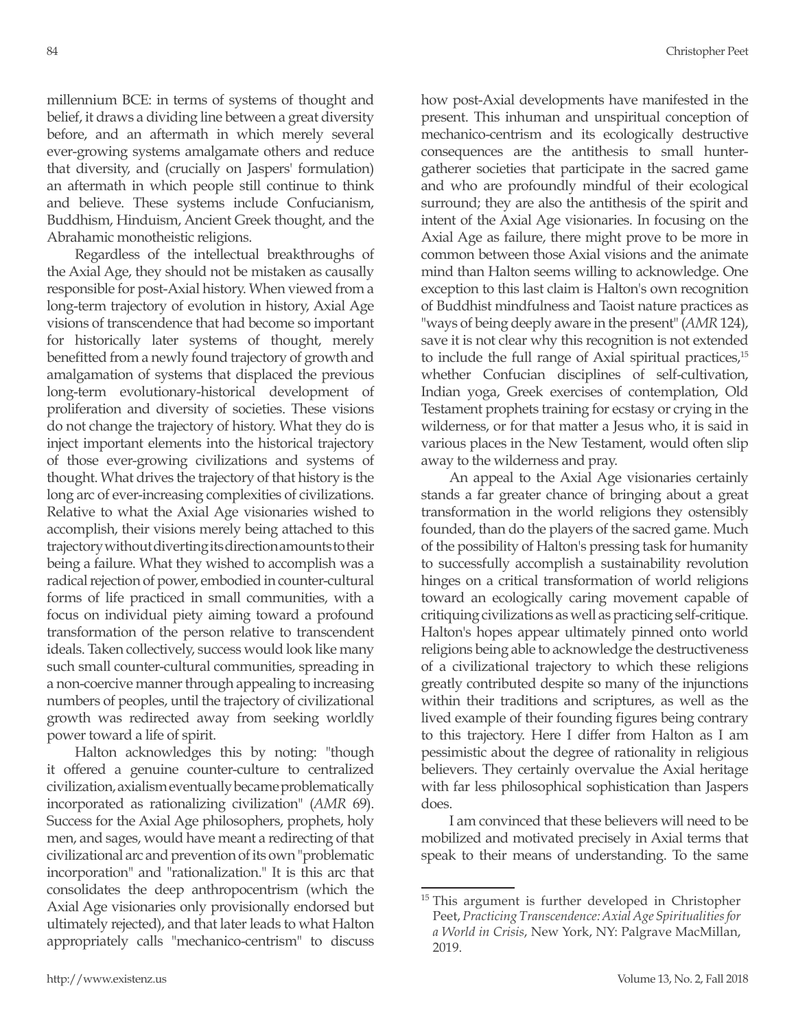millennium BCE: in terms of systems of thought and belief, it draws a dividing line between a great diversity before, and an aftermath in which merely several ever-growing systems amalgamate others and reduce that diversity, and (crucially on Jaspers' formulation) an aftermath in which people still continue to think and believe. These systems include Confucianism, Buddhism, Hinduism, Ancient Greek thought, and the Abrahamic monotheistic religions.

Regardless of the intellectual breakthroughs of the Axial Age, they should not be mistaken as causally responsible for post-Axial history. When viewed from a long-term trajectory of evolution in history, Axial Age visions of transcendence that had become so important for historically later systems of thought, merely benefitted from a newly found trajectory of growth and amalgamation of systems that displaced the previous long-term evolutionary-historical development of proliferation and diversity of societies. These visions do not change the trajectory of history. What they do is inject important elements into the historical trajectory of those ever-growing civilizations and systems of thought. What drives the trajectory of that history is the long arc of ever-increasing complexities of civilizations. Relative to what the Axial Age visionaries wished to accomplish, their visions merely being attached to this trajectory without diverting its direction amounts to their being a failure. What they wished to accomplish was a radical rejection of power, embodied in counter-cultural forms of life practiced in small communities, with a focus on individual piety aiming toward a profound transformation of the person relative to transcendent ideals. Taken collectively, success would look like many such small counter-cultural communities, spreading in a non-coercive manner through appealing to increasing numbers of peoples, until the trajectory of civilizational growth was redirected away from seeking worldly power toward a life of spirit.

Halton acknowledges this by noting: "though it offered a genuine counter-culture to centralized civilization, axialism eventually became problematically incorporated as rationalizing civilization" (*AMR* 69). Success for the Axial Age philosophers, prophets, holy men, and sages, would have meant a redirecting of that civilizational arc and prevention of its own "problematic incorporation" and "rationalization." It is this arc that consolidates the deep anthropocentrism (which the Axial Age visionaries only provisionally endorsed but ultimately rejected), and that later leads to what Halton appropriately calls "mechanico-centrism" to discuss how post-Axial developments have manifested in the present. This inhuman and unspiritual conception of mechanico-centrism and its ecologically destructive consequences are the antithesis to small hunter-gatherer societies that participate in the sacred game and who are profoundly mindful of their ecological surround; they are also the antithesis of the spirit and intent of the Axial Age visionaries. In focusing on the Axial Age as failure, there might prove to be more in common between those Axial visions and the animate mind than Halton seems willing to acknowledge. One exception to this last claim is Halton's own recognition of Buddhist mindfulness and Taoist nature practices as "ways of being deeply aware in the present" (*AMR* 124), save it is not clear why this recognition is not extended to include the full range of Axial spiritual practices,[15] whether Confucian disciplines of self-cultivation, Indian yoga, Greek exercises of contemplation, Old Testament prophets training for ecstasy or crying in the wilderness, or for that matter a Jesus who, it is said in various places in the New Testament, would often slip away to the wilderness and pray.

An appeal to the Axial Age visionaries certainly stands a far greater chance of bringing about a great transformation in the world religions they ostensibly founded, than do the players of the sacred game. Much of the possibility of Halton's pressing task for humanity to successfully accomplish a sustainability revolution hinges on a critical transformation of world religions toward an ecologically caring movement capable of critiquing civilizations as well as practicing self-critique. Halton's hopes appear ultimately pinned onto world religions being able to acknowledge the destructiveness of a civilizational trajectory to which these religions greatly contributed despite so many of the injunctions within their traditions and scriptures, as well as the lived example of their founding figures being contrary to this trajectory. Here I differ from Halton as I am pessimistic about the degree of rationality in religious believers. They certainly overvalue the Axial heritage with far less philosophical sophistication than Jaspers does.

I am convinced that these believers will need to be mobilized and motivated precisely in Axial terms that speak to their means of understanding. To the same

---

[15] This argument is further developed in Christopher Peet, *Practicing Transcendence: Axial Age Spiritualities for a World in Crisis*, New York, NY: Palgrave MacMillan, 2019.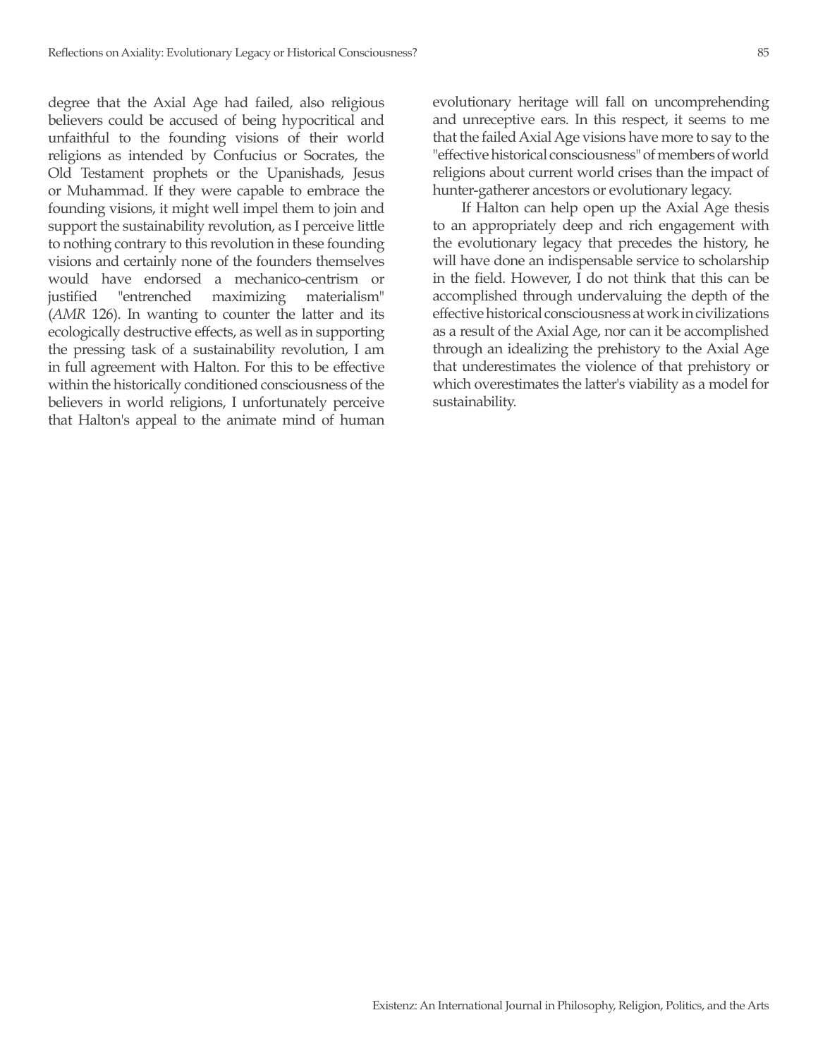degree that the Axial Age had failed, also religious believers could be accused of being hypocritical and unfaithful to the founding visions of their world religions as intended by Confucius or Socrates, the Old Testament prophets or the Upanishads, Jesus or Muhammad. If they were capable to embrace the founding visions, it might well impel them to join and support the sustainability revolution, as I perceive little to nothing contrary to this revolution in these founding visions and certainly none of the founders themselves would have endorsed a mechanico-centrism or justified "entrenched maximizing materialism" (*AMR* 126). In wanting to counter the latter and its ecologically destructive effects, as well as in supporting the pressing task of a sustainability revolution, I am in full agreement with Halton. For this to be effective within the historically conditioned consciousness of the believers in world religions, I unfortunately perceive that Halton's appeal to the animate mind of human evolutionary heritage will fall on uncomprehending and unreceptive ears. In this respect, it seems to me that the failed Axial Age visions have more to say to the "effective historical consciousness" of members of world religions about current world crises than the impact of hunter-gatherer ancestors or evolutionary legacy.

If Halton can help open up the Axial Age thesis to an appropriately deep and rich engagement with the evolutionary legacy that precedes the history, he will have done an indispensable service to scholarship in the field. However, I do not think that this can be accomplished through undervaluing the depth of the effective historical consciousness at work in civilizations as a result of the Axial Age, nor can it be accomplished through an idealizing the prehistory to the Axial Age that underestimates the violence of that prehistory or which overestimates the latter's viability as a model for sustainability.